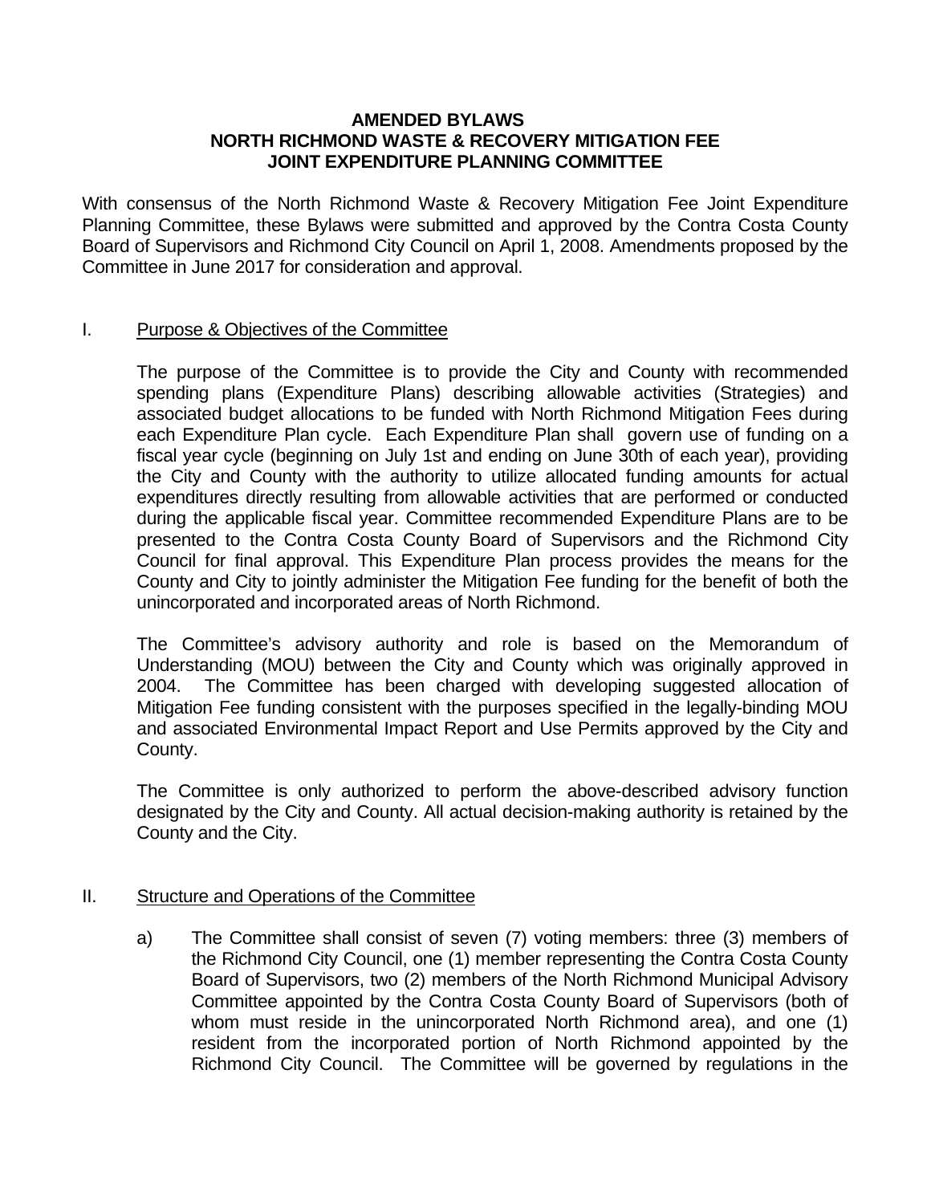# AMENDED BYLAWS
# NORTH RICHMOND WASTE & RECOVERY MITIGATION FEE
# JOINT EXPENDITURE PLANNING COMMITTEE

With consensus of the North Richmond Waste & Recovery Mitigation Fee Joint Expenditure Planning Committee, these Bylaws were submitted and approved by the Contra Costa County Board of Supervisors and Richmond City Council on April 1, 2008. Amendments proposed by the Committee in June 2017 for consideration and approval.

## I. Purpose & Objectives of the Committee

The purpose of the Committee is to provide the City and County with recommended spending plans (Expenditure Plans) describing allowable activities (Strategies) and associated budget allocations to be funded with North Richmond Mitigation Fees during each Expenditure Plan cycle. Each Expenditure Plan shall govern use of funding on a fiscal year cycle (beginning on July 1st and ending on June 30th of each year), providing the City and County with the authority to utilize allocated funding amounts for actual expenditures directly resulting from allowable activities that are performed or conducted during the applicable fiscal year. Committee recommended Expenditure Plans are to be presented to the Contra Costa County Board of Supervisors and the Richmond City Council for final approval. This Expenditure Plan process provides the means for the County and City to jointly administer the Mitigation Fee funding for the benefit of both the unincorporated and incorporated areas of North Richmond.

The Committee's advisory authority and role is based on the Memorandum of Understanding (MOU) between the City and County which was originally approved in 2004. The Committee has been charged with developing suggested allocation of Mitigation Fee funding consistent with the purposes specified in the legally-binding MOU and associated Environmental Impact Report and Use Permits approved by the City and County.

The Committee is only authorized to perform the above-described advisory function designated by the City and County. All actual decision-making authority is retained by the County and the City.

## II. Structure and Operations of the Committee

a) The Committee shall consist of seven (7) voting members: three (3) members of the Richmond City Council, one (1) member representing the Contra Costa County Board of Supervisors, two (2) members of the North Richmond Municipal Advisory Committee appointed by the Contra Costa County Board of Supervisors (both of whom must reside in the unincorporated North Richmond area), and one (1) resident from the incorporated portion of North Richmond appointed by the Richmond City Council. The Committee will be governed by regulations in the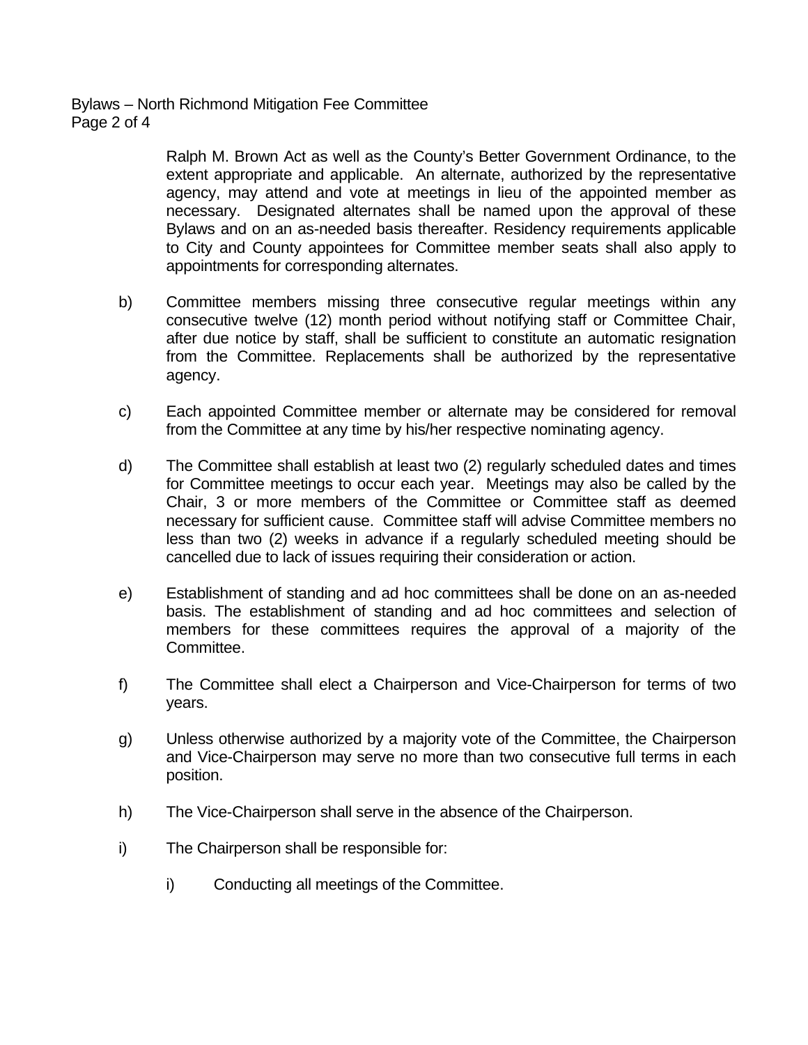Ralph M. Brown Act as well as the County's Better Government Ordinance, to the extent appropriate and applicable. An alternate, authorized by the representative agency, may attend and vote at meetings in lieu of the appointed member as necessary. Designated alternates shall be named upon the approval of these Bylaws and on an as-needed basis thereafter. Residency requirements applicable to City and County appointees for Committee member seats shall also apply to appointments for corresponding alternates.

b) Committee members missing three consecutive regular meetings within any consecutive twelve (12) month period without notifying staff or Committee Chair, after due notice by staff, shall be sufficient to constitute an automatic resignation from the Committee. Replacements shall be authorized by the representative agency.

c) Each appointed Committee member or alternate may be considered for removal from the Committee at any time by his/her respective nominating agency.

d) The Committee shall establish at least two (2) regularly scheduled dates and times for Committee meetings to occur each year. Meetings may also be called by the Chair, 3 or more members of the Committee or Committee staff as deemed necessary for sufficient cause. Committee staff will advise Committee members no less than two (2) weeks in advance if a regularly scheduled meeting should be cancelled due to lack of issues requiring their consideration or action.

e) Establishment of standing and ad hoc committees shall be done on an as-needed basis. The establishment of standing and ad hoc committees and selection of members for these committees requires the approval of a majority of the Committee.

f) The Committee shall elect a Chairperson and Vice-Chairperson for terms of two years.

g) Unless otherwise authorized by a majority vote of the Committee, the Chairperson and Vice-Chairperson may serve no more than two consecutive full terms in each position.

h) The Vice-Chairperson shall serve in the absence of the Chairperson.

i) The Chairperson shall be responsible for:

   i) Conducting all meetings of the Committee.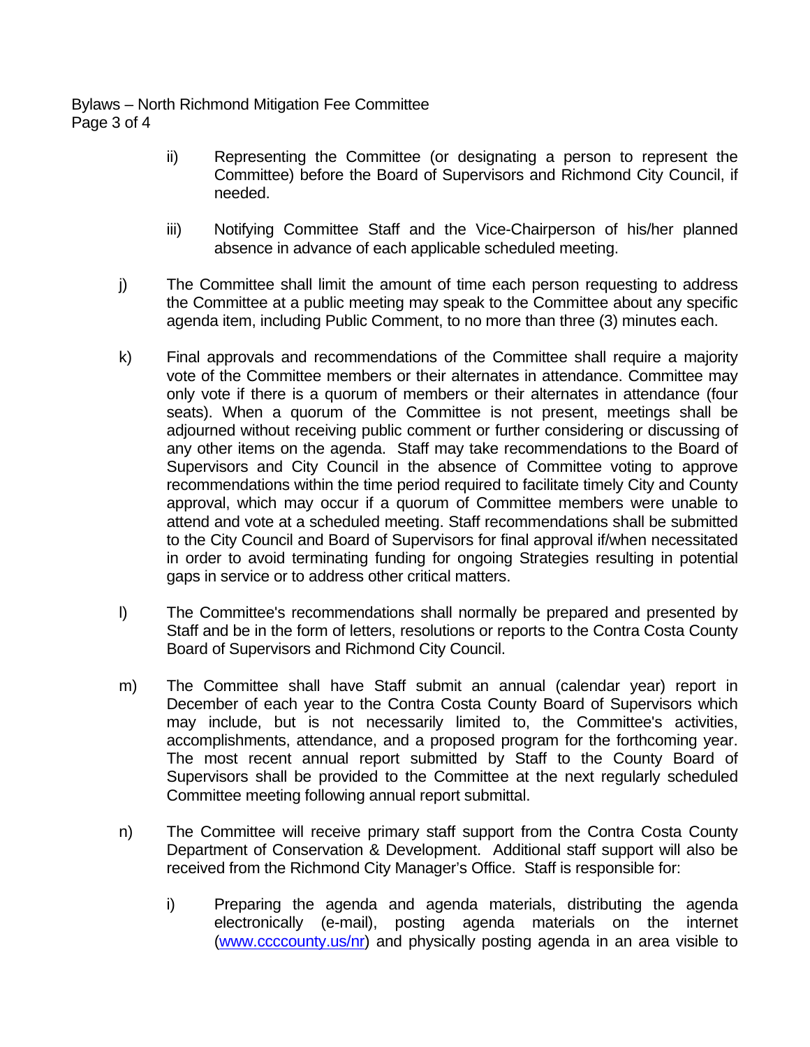ii) Representing the Committee (or designating a person to represent the Committee) before the Board of Supervisors and Richmond City Council, if needed.

iii) Notifying Committee Staff and the Vice-Chairperson of his/her planned absence in advance of each applicable scheduled meeting.

j) The Committee shall limit the amount of time each person requesting to address the Committee at a public meeting may speak to the Committee about any specific agenda item, including Public Comment, to no more than three (3) minutes each.

k) Final approvals and recommendations of the Committee shall require a majority vote of the Committee members or their alternates in attendance. Committee may only vote if there is a quorum of members or their alternates in attendance (four seats). When a quorum of the Committee is not present, meetings shall be adjourned without receiving public comment or further considering or discussing of any other items on the agenda. Staff may take recommendations to the Board of Supervisors and City Council in the absence of Committee voting to approve recommendations within the time period required to facilitate timely City and County approval, which may occur if a quorum of Committee members were unable to attend and vote at a scheduled meeting. Staff recommendations shall be submitted to the City Council and Board of Supervisors for final approval if/when necessitated in order to avoid terminating funding for ongoing Strategies resulting in potential gaps in service or to address other critical matters.

l) The Committee's recommendations shall normally be prepared and presented by Staff and be in the form of letters, resolutions or reports to the Contra Costa County Board of Supervisors and Richmond City Council.

m) The Committee shall have Staff submit an annual (calendar year) report in December of each year to the Contra Costa County Board of Supervisors which may include, but is not necessarily limited to, the Committee's activities, accomplishments, attendance, and a proposed program for the forthcoming year. The most recent annual report submitted by Staff to the County Board of Supervisors shall be provided to the Committee at the next regularly scheduled Committee meeting following annual report submittal.

n) The Committee will receive primary staff support from the Contra Costa County Department of Conservation & Development. Additional staff support will also be received from the Richmond City Manager's Office. Staff is responsible for:

i) Preparing the agenda and agenda materials, distributing the agenda electronically (e-mail), posting agenda materials on the internet ([www.ccccounty.us/nr](www.ccccounty.us/nr)) and physically posting agenda in an area visible to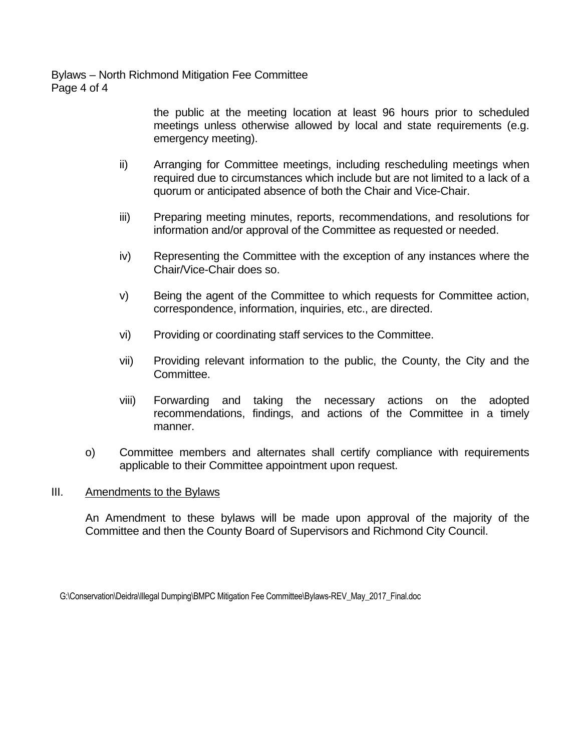the public at the meeting location at least 96 hours prior to scheduled meetings unless otherwise allowed by local and state requirements (e.g. emergency meeting).

ii) Arranging for Committee meetings, including rescheduling meetings when required due to circumstances which include but are not limited to a lack of a quorum or anticipated absence of both the Chair and Vice-Chair.

iii) Preparing meeting minutes, reports, recommendations, and resolutions for information and/or approval of the Committee as requested or needed.

iv) Representing the Committee with the exception of any instances where the Chair/Vice-Chair does so.

v) Being the agent of the Committee to which requests for Committee action, correspondence, information, inquiries, etc., are directed.

vi) Providing or coordinating staff services to the Committee.

vii) Providing relevant information to the public, the County, the City and the Committee.

viii) Forwarding and taking the necessary actions on the adopted recommendations, findings, and actions of the Committee in a timely manner.

o) Committee members and alternates shall certify compliance with requirements applicable to their Committee appointment upon request.

III. <u>Amendments to the Bylaws</u>

An Amendment to these bylaws will be made upon approval of the majority of the Committee and then the County Board of Supervisors and Richmond City Council.

G:\Conservation\Deidra\Illegal Dumping\BMPC Mitigation Fee Committee\Bylaws-REV_May_2017_Final.doc